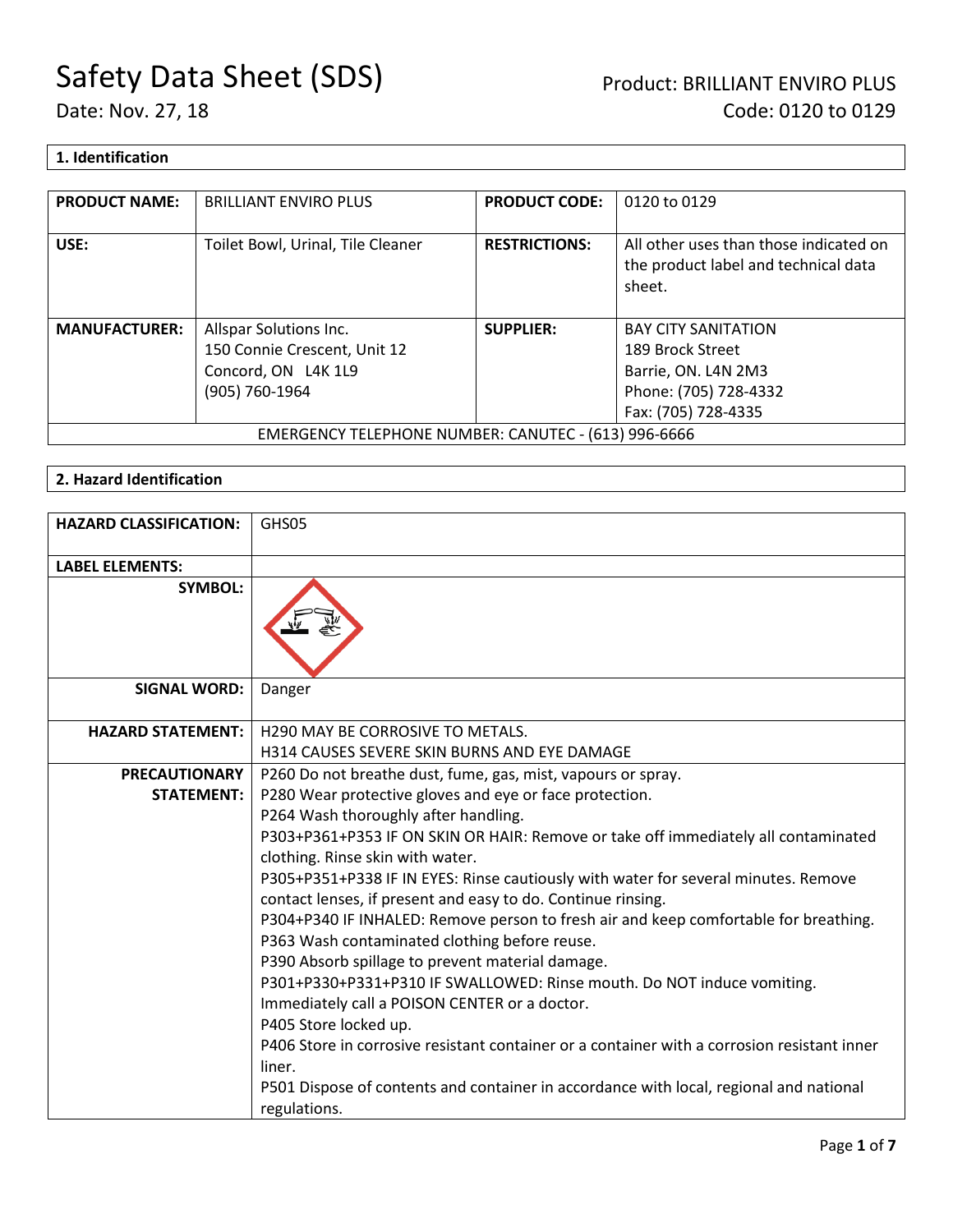# Safety Data Sheet (SDS)

Date: Nov. 27, 18

Product: BRILLIANT ENVIRO PLUS
Code: 0120 to 0129

## 1. Identification

| **PRODUCT NAME:** | BRILLIANT ENVIRO PLUS | **PRODUCT CODE:** | 0120 to 0129 |
|---|---|---|---|
| **USE:** | Toilet Bowl, Urinal, Tile Cleaner | **RESTRICTIONS:** | All other uses than those indicated on the product label and technical data sheet. |
| **MANUFACTURER:** | Allspar Solutions Inc.<br>150 Connie Crescent, Unit 12<br>Concord, ON L4K 1L9<br>(905) 760-1964 | **SUPPLIER:** | BAY CITY SANITATION<br>189 Brock Street<br>Barrie, ON. L4N 2M3<br>Phone: (705) 728-4332<br>Fax: (705) 728-4335 |
| EMERGENCY TELEPHONE NUMBER: CANUTEC - (613) 996-6666 | | | |

## 2. Hazard Identification

| **HAZARD CLASSIFICATION:** | GHS05 |
|---|---|
| **LABEL ELEMENTS:** | |
| **SYMBOL:** | |
| **SIGNAL WORD:** | Danger |
| **HAZARD STATEMENT:** | H290 MAY BE CORROSIVE TO METALS.<br>H314 CAUSES SEVERE SKIN BURNS AND EYE DAMAGE |
| **PRECAUTIONARY STATEMENT:** | P260 Do not breathe dust, fume, gas, mist, vapours or spray.<br>P280 Wear protective gloves and eye or face protection.<br>P264 Wash thoroughly after handling.<br>P303+P361+P353 IF ON SKIN OR HAIR: Remove or take off immediately all contaminated clothing. Rinse skin with water.<br>P305+P351+P338 IF IN EYES: Rinse cautiously with water for several minutes. Remove contact lenses, if present and easy to do. Continue rinsing.<br>P304+P340 IF INHALED: Remove person to fresh air and keep comfortable for breathing.<br>P363 Wash contaminated clothing before reuse.<br>P390 Absorb spillage to prevent material damage.<br>P301+P330+P331+P310 IF SWALLOWED: Rinse mouth. Do NOT induce vomiting. Immediately call a POISON CENTER or a doctor.<br>P405 Store locked up.<br>P406 Store in corrosive resistant container or a container with a corrosion resistant inner liner.<br>P501 Dispose of contents and container in accordance with local, regional and national regulations. |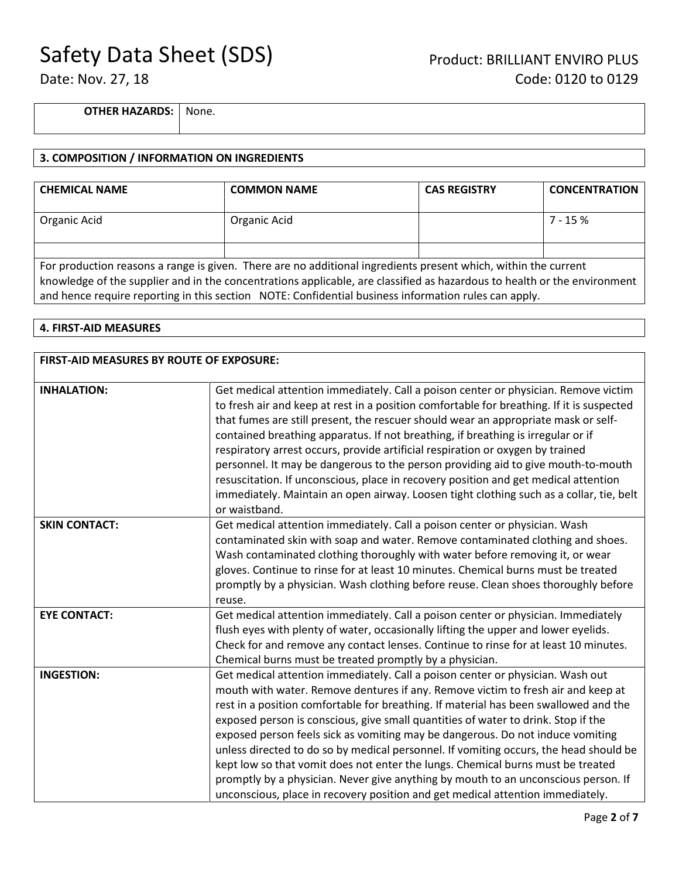| **OTHER HAZARDS:** | None. |
|---|---|

## 3. COMPOSITION / INFORMATION ON INGREDIENTS

| **CHEMICAL NAME** | **COMMON NAME** | **CAS REGISTRY** | **CONCENTRATION** |
|---|---|---|---|
| Organic Acid | Organic Acid | | 7 - 15 % |
| | | | |

For production reasons a range is given. There are no additional ingredients present which, within the current knowledge of the supplier and in the concentrations applicable, are classified as hazardous to health or the environment and hence require reporting in this section NOTE: Confidential business information rules can apply.

## 4. FIRST-AID MEASURES

| **FIRST-AID MEASURES BY ROUTE OF EXPOSURE:** | |
|---|---|
| **INHALATION:** | Get medical attention immediately. Call a poison center or physician. Remove victim to fresh air and keep at rest in a position comfortable for breathing. If it is suspected that fumes are still present, the rescuer should wear an appropriate mask or self-contained breathing apparatus. If not breathing, if breathing is irregular or if respiratory arrest occurs, provide artificial respiration or oxygen by trained personnel. It may be dangerous to the person providing aid to give mouth-to-mouth resuscitation. If unconscious, place in recovery position and get medical attention immediately. Maintain an open airway. Loosen tight clothing such as a collar, tie, belt or waistband. |
| **SKIN CONTACT:** | Get medical attention immediately. Call a poison center or physician. Wash contaminated skin with soap and water. Remove contaminated clothing and shoes. Wash contaminated clothing thoroughly with water before removing it, or wear gloves. Continue to rinse for at least 10 minutes. Chemical burns must be treated promptly by a physician. Wash clothing before reuse. Clean shoes thoroughly before reuse. |
| **EYE CONTACT:** | Get medical attention immediately. Call a poison center or physician. Immediately flush eyes with plenty of water, occasionally lifting the upper and lower eyelids. Check for and remove any contact lenses. Continue to rinse for at least 10 minutes. Chemical burns must be treated promptly by a physician. |
| **INGESTION:** | Get medical attention immediately. Call a poison center or physician. Wash out mouth with water. Remove dentures if any. Remove victim to fresh air and keep at rest in a position comfortable for breathing. If material has been swallowed and the exposed person is conscious, give small quantities of water to drink. Stop if the exposed person feels sick as vomiting may be dangerous. Do not induce vomiting unless directed to do so by medical personnel. If vomiting occurs, the head should be kept low so that vomit does not enter the lungs. Chemical burns must be treated promptly by a physician. Never give anything by mouth to an unconscious person. If unconscious, place in recovery position and get medical attention immediately. |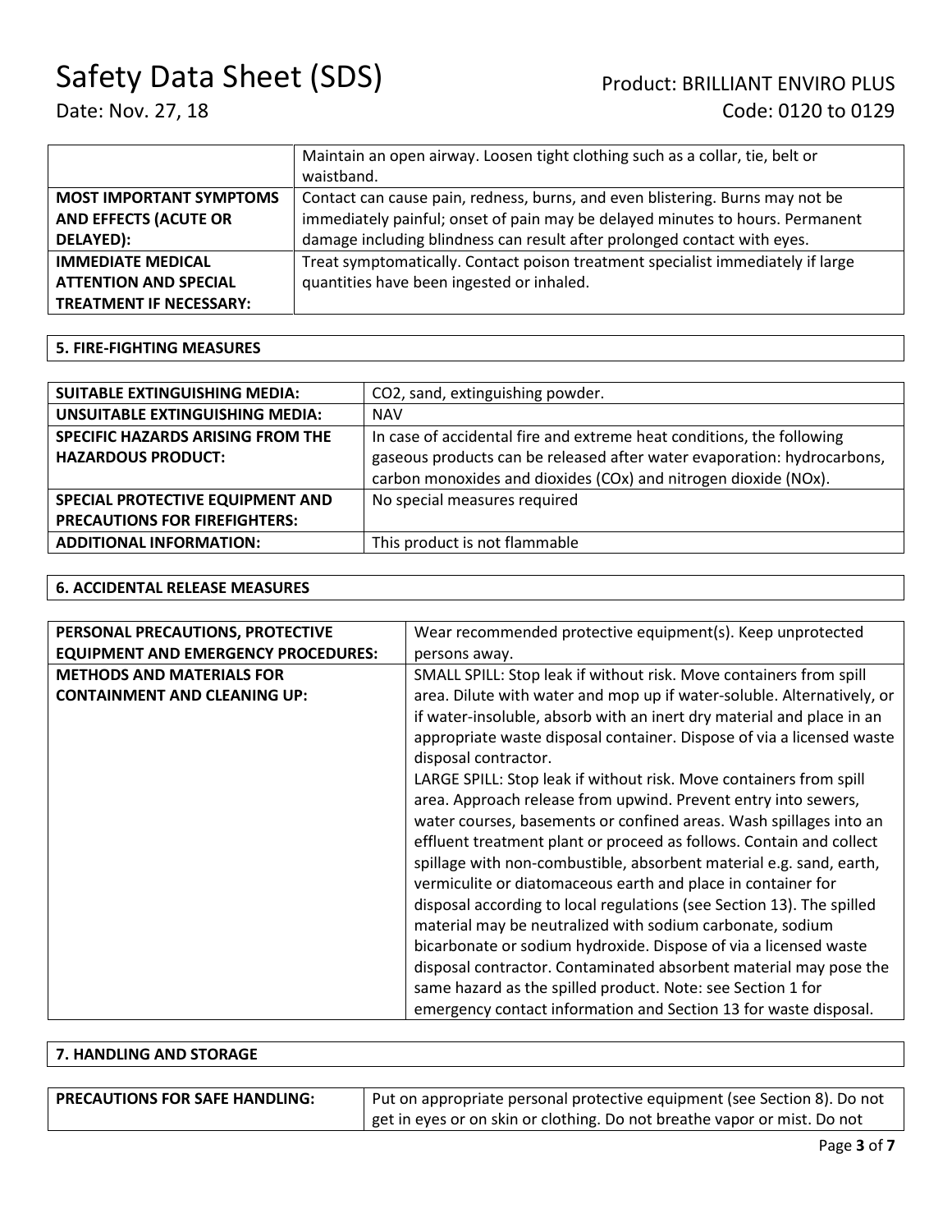| | |
|---|---|
| | Maintain an open airway. Loosen tight clothing such as a collar, tie, belt or waistband. |
| **MOST IMPORTANT SYMPTOMS AND EFFECTS (ACUTE OR DELAYED):** | Contact can cause pain, redness, burns, and even blistering. Burns may not be immediately painful; onset of pain may be delayed minutes to hours. Permanent damage including blindness can result after prolonged contact with eyes. |
| **IMMEDIATE MEDICAL ATTENTION AND SPECIAL TREATMENT IF NECESSARY:** | Treat symptomatically. Contact poison treatment specialist immediately if large quantities have been ingested or inhaled. |

## 5. FIRE-FIGHTING MEASURES

| | |
|---|---|
| **SUITABLE EXTINGUISHING MEDIA:** | $CO_2$, sand, extinguishing powder. |
| **UNSUITABLE EXTINGUISHING MEDIA:** | NAV |
| **SPECIFIC HAZARDS ARISING FROM THE HAZARDOUS PRODUCT:** | In case of accidental fire and extreme heat conditions, the following gaseous products can be released after water evaporation: hydrocarbons, carbon monoxides and dioxides ($CO_x$) and nitrogen dioxide ($NO_x$). |
| **SPECIAL PROTECTIVE EQUIPMENT AND PRECAUTIONS FOR FIREFIGHTERS:** | No special measures required |
| **ADDITIONAL INFORMATION:** | This product is not flammable |

## 6. ACCIDENTAL RELEASE MEASURES

| | |
|---|---|
| **PERSONAL PRECAUTIONS, PROTECTIVE EQUIPMENT AND EMERGENCY PROCEDURES:** | Wear recommended protective equipment(s). Keep unprotected persons away. |
| **METHODS AND MATERIALS FOR CONTAINMENT AND CLEANING UP:** | SMALL SPILL: Stop leak if without risk. Move containers from spill area. Dilute with water and mop up if water-soluble. Alternatively, or if water-insoluble, absorb with an inert dry material and place in an appropriate waste disposal container. Dispose of via a licensed waste disposal contractor.<br>LARGE SPILL: Stop leak if without risk. Move containers from spill area. Approach release from upwind. Prevent entry into sewers, water courses, basements or confined areas. Wash spillages into an effluent treatment plant or proceed as follows. Contain and collect spillage with non-combustible, absorbent material e.g. sand, earth, vermiculite or diatomaceous earth and place in container for disposal according to local regulations (see Section 13). The spilled material may be neutralized with sodium carbonate, sodium bicarbonate or sodium hydroxide. Dispose of via a licensed waste disposal contractor. Contaminated absorbent material may pose the same hazard as the spilled product. Note: see Section 1 for emergency contact information and Section 13 for waste disposal. |

## 7. HANDLING AND STORAGE

| | |
|---|---|
| **PRECAUTIONS FOR SAFE HANDLING:** | Put on appropriate personal protective equipment (see Section 8). Do not get in eyes or on skin or clothing. Do not breathe vapor or mist. Do not |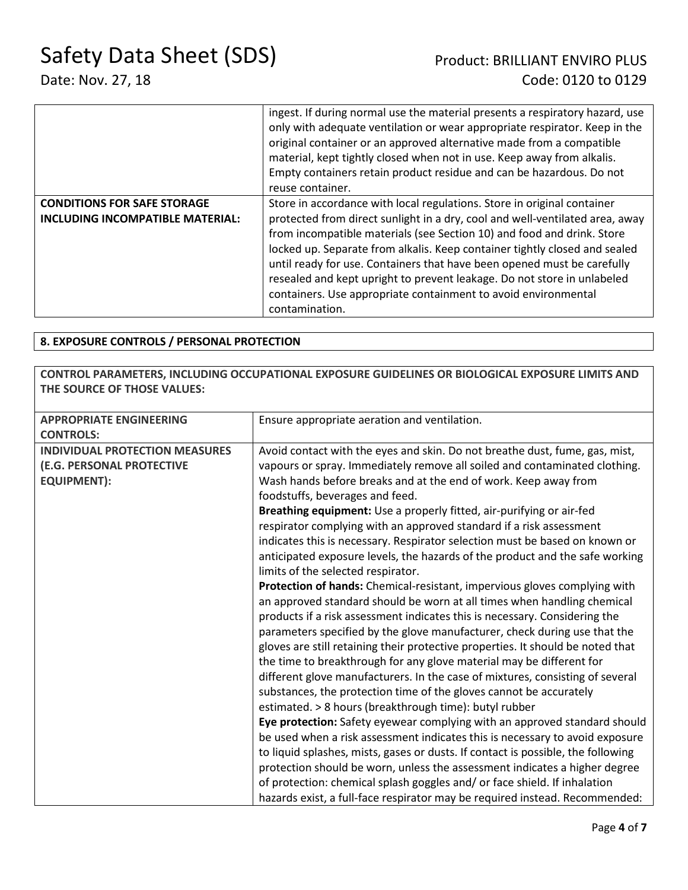| | |
|---|---|
| | ingest. If during normal use the material presents a respiratory hazard, use only with adequate ventilation or wear appropriate respirator. Keep in the original container or an approved alternative made from a compatible material, kept tightly closed when not in use. Keep away from alkalis. Empty containers retain product residue and can be hazardous. Do not reuse container. |
| **CONDITIONS FOR SAFE STORAGE INCLUDING INCOMPATIBLE MATERIAL:** | Store in accordance with local regulations. Store in original container protected from direct sunlight in a dry, cool and well-ventilated area, away from incompatible materials (see Section 10) and food and drink. Store locked up. Separate from alkalis. Keep container tightly closed and sealed until ready for use. Containers that have been opened must be carefully resealed and kept upright to prevent leakage. Do not store in unlabeled containers. Use appropriate containment to avoid environmental contamination. |

## 8. EXPOSURE CONTROLS / PERSONAL PROTECTION

**CONTROL PARAMETERS, INCLUDING OCCUPATIONAL EXPOSURE GUIDELINES OR BIOLOGICAL EXPOSURE LIMITS AND THE SOURCE OF THOSE VALUES:**

| | |
|---|---|
| **APPROPRIATE ENGINEERING CONTROLS:** | Ensure appropriate aeration and ventilation. |
| **INDIVIDUAL PROTECTION MEASURES (E.G. PERSONAL PROTECTIVE EQUIPMENT):** | Avoid contact with the eyes and skin. Do not breathe dust, fume, gas, mist, vapours or spray. Immediately remove all soiled and contaminated clothing. Wash hands before breaks and at the end of work. Keep away from foodstuffs, beverages and feed.<br>**Breathing equipment:** Use a properly fitted, air-purifying or air-fed respirator complying with an approved standard if a risk assessment indicates this is necessary. Respirator selection must be based on known or anticipated exposure levels, the hazards of the product and the safe working limits of the selected respirator.<br>**Protection of hands:** Chemical-resistant, impervious gloves complying with an approved standard should be worn at all times when handling chemical products if a risk assessment indicates this is necessary. Considering the parameters specified by the glove manufacturer, check during use that the gloves are still retaining their protective properties. It should be noted that the time to breakthrough for any glove material may be different for different glove manufacturers. In the case of mixtures, consisting of several substances, the protection time of the gloves cannot be accurately estimated. > 8 hours (breakthrough time): butyl rubber<br>**Eye protection:** Safety eyewear complying with an approved standard should be used when a risk assessment indicates this is necessary to avoid exposure to liquid splashes, mists, gases or dusts. If contact is possible, the following protection should be worn, unless the assessment indicates a higher degree of protection: chemical splash goggles and/ or face shield. If inhalation hazards exist, a full-face respirator may be required instead. Recommended: |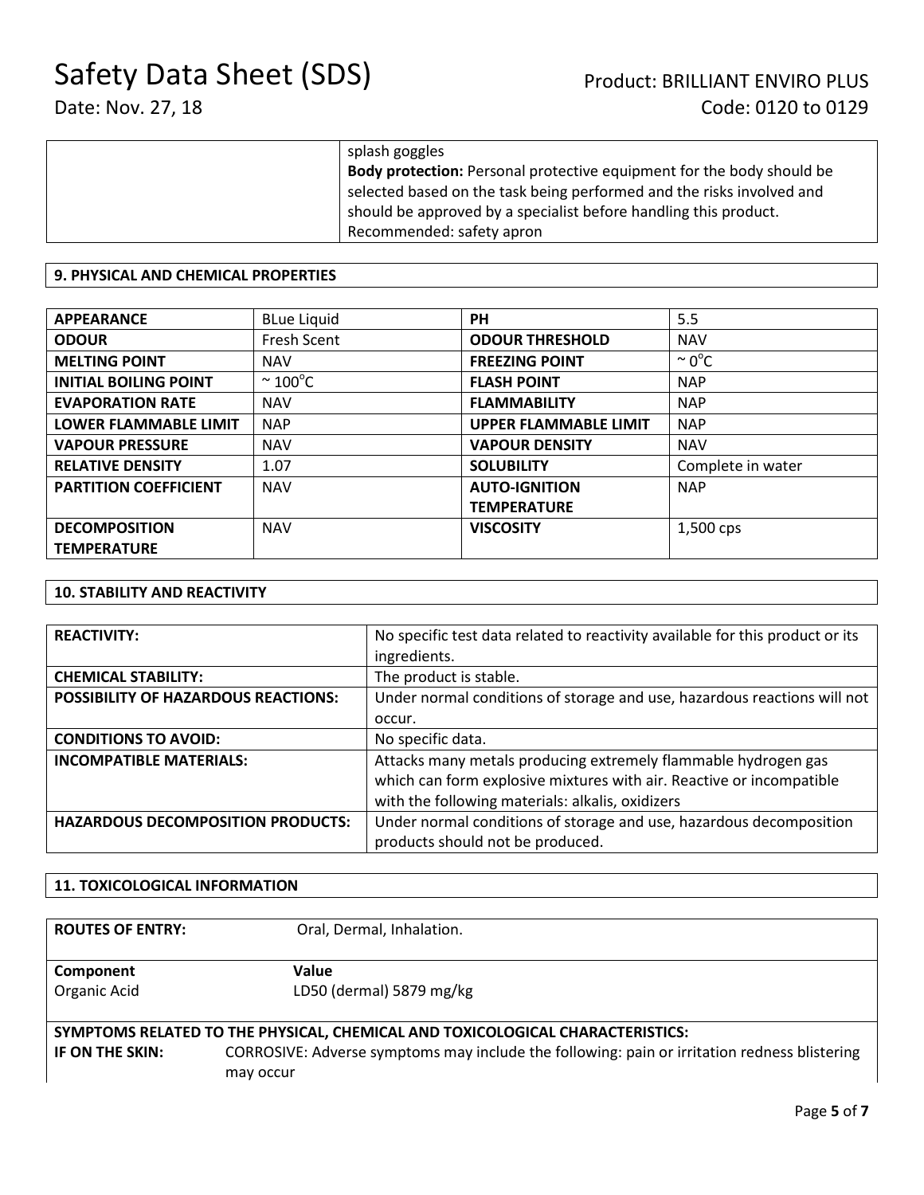| | splash goggles<br>**Body protection:** Personal protective equipment for the body should be selected based on the task being performed and the risks involved and should be approved by a specialist before handling this product.<br>Recommended: safety apron |
|---|---|

## 9. PHYSICAL AND CHEMICAL PROPERTIES

| | | | |
|---|---|---|---|
| **APPEARANCE** | BLue Liquid | **PH** | 5.5 |
| **ODOUR** | Fresh Scent | **ODOUR THRESHOLD** | NAV |
| **MELTING POINT** | NAV | **FREEZING POINT** | ~ $0^{o}C$ |
| **INITIAL BOILING POINT** | ~ $100^{o}C$ | **FLASH POINT** | NAP |
| **EVAPORATION RATE** | NAV | **FLAMMABILITY** | NAP |
| **LOWER FLAMMABLE LIMIT** | NAP | **UPPER FLAMMABLE LIMIT** | NAP |
| **VAPOUR PRESSURE** | NAV | **VAPOUR DENSITY** | NAV |
| **RELATIVE DENSITY** | 1.07 | **SOLUBILITY** | Complete in water |
| **PARTITION COEFFICIENT** | NAV | **AUTO-IGNITION TEMPERATURE** | NAP |
| **DECOMPOSITION TEMPERATURE** | NAV | **VISCOSITY** | 1,500 cps |

## 10. STABILITY AND REACTIVITY

| | |
|---|---|
| **REACTIVITY:** | No specific test data related to reactivity available for this product or its ingredients. |
| **CHEMICAL STABILITY:** | The product is stable. |
| **POSSIBILITY OF HAZARDOUS REACTIONS:** | Under normal conditions of storage and use, hazardous reactions will not occur. |
| **CONDITIONS TO AVOID:** | No specific data. |
| **INCOMPATIBLE MATERIALS:** | Attacks many metals producing extremely flammable hydrogen gas which can form explosive mixtures with air. Reactive or incompatible with the following materials: alkalis, oxidizers |
| **HAZARDOUS DECOMPOSITION PRODUCTS:** | Under normal conditions of storage and use, hazardous decomposition products should not be produced. |

## 11. TOXICOLOGICAL INFORMATION

**ROUTES OF ENTRY:** Oral, Dermal, Inhalation.

| **Component** | **Value** |
|---|---|
| Organic Acid | LD50 (dermal) 5879 mg/kg |

**SYMPTOMS RELATED TO THE PHYSICAL, CHEMICAL AND TOXICOLOGICAL CHARACTERISTICS:**

**IF ON THE SKIN:** CORROSIVE: Adverse symptoms may include the following: pain or irritation redness blistering may occur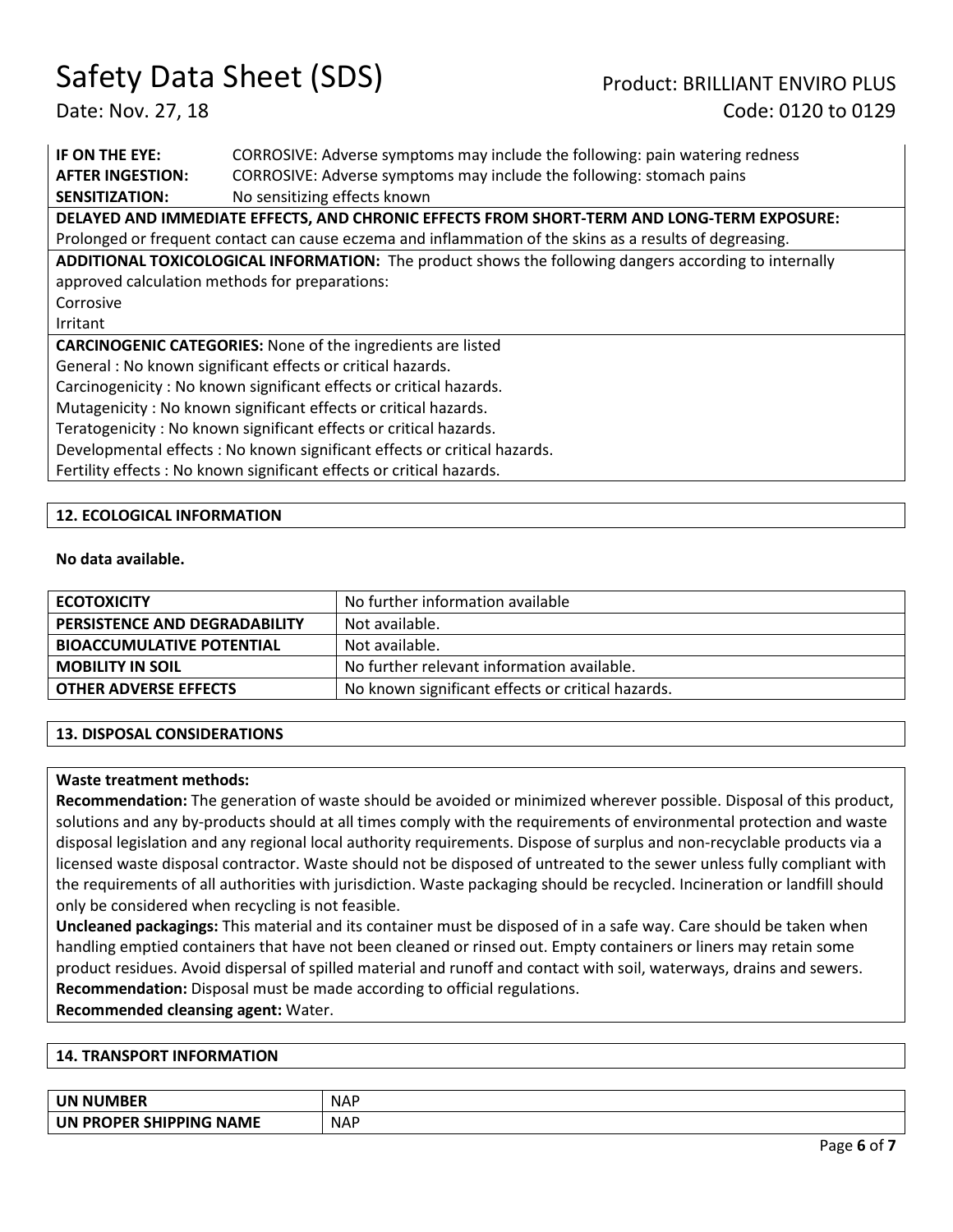| | |
|---|---|
| **IF ON THE EYE:** | CORROSIVE: Adverse symptoms may include the following: pain watering redness |
| **AFTER INGESTION:** | CORROSIVE: Adverse symptoms may include the following: stomach pains |
| **SENSITIZATION:** | No sensitizing effects known |

**DELAYED AND IMMEDIATE EFFECTS, AND CHRONIC EFFECTS FROM SHORT-TERM AND LONG-TERM EXPOSURE:**
Prolonged or frequent contact can cause eczema and inflammation of the skins as a results of degreasing.

**ADDITIONAL TOXICOLOGICAL INFORMATION:** The product shows the following dangers according to internally approved calculation methods for preparations:
Corrosive
Irritant

**CARCINOGENIC CATEGORIES:** None of the ingredients are listed
General : No known significant effects or critical hazards.
Carcinogenicity : No known significant effects or critical hazards.
Mutagenicity : No known significant effects or critical hazards.
Teratogenicity : No known significant effects or critical hazards.
Developmental effects : No known significant effects or critical hazards.
Fertility effects : No known significant effects or critical hazards.

## 12. ECOLOGICAL INFORMATION

**No data available.**

| | |
|---|---|
| **ECOTOXICITY** | No further information available |
| **PERSISTENCE AND DEGRADABILITY** | Not available. |
| **BIOACCUMULATIVE POTENTIAL** | Not available. |
| **MOBILITY IN SOIL** | No further relevant information available. |
| **OTHER ADVERSE EFFECTS** | No known significant effects or critical hazards. |

## 13. DISPOSAL CONSIDERATIONS

**Waste treatment methods:**
**Recommendation:** The generation of waste should be avoided or minimized wherever possible. Disposal of this product, solutions and any by-products should at all times comply with the requirements of environmental protection and waste disposal legislation and any regional local authority requirements. Dispose of surplus and non-recyclable products via a licensed waste disposal contractor. Waste should not be disposed of untreated to the sewer unless fully compliant with the requirements of all authorities with jurisdiction. Waste packaging should be recycled. Incineration or landfill should only be considered when recycling is not feasible.
**Uncleaned packagings:** This material and its container must be disposed of in a safe way. Care should be taken when handling emptied containers that have not been cleaned or rinsed out. Empty containers or liners may retain some product residues. Avoid dispersal of spilled material and runoff and contact with soil, waterways, drains and sewers.
**Recommendation:** Disposal must be made according to official regulations.
**Recommended cleansing agent:** Water.

## 14. TRANSPORT INFORMATION

| | |
|---|---|
| **UN NUMBER** | NAP |
| **UN PROPER SHIPPING NAME** | NAP |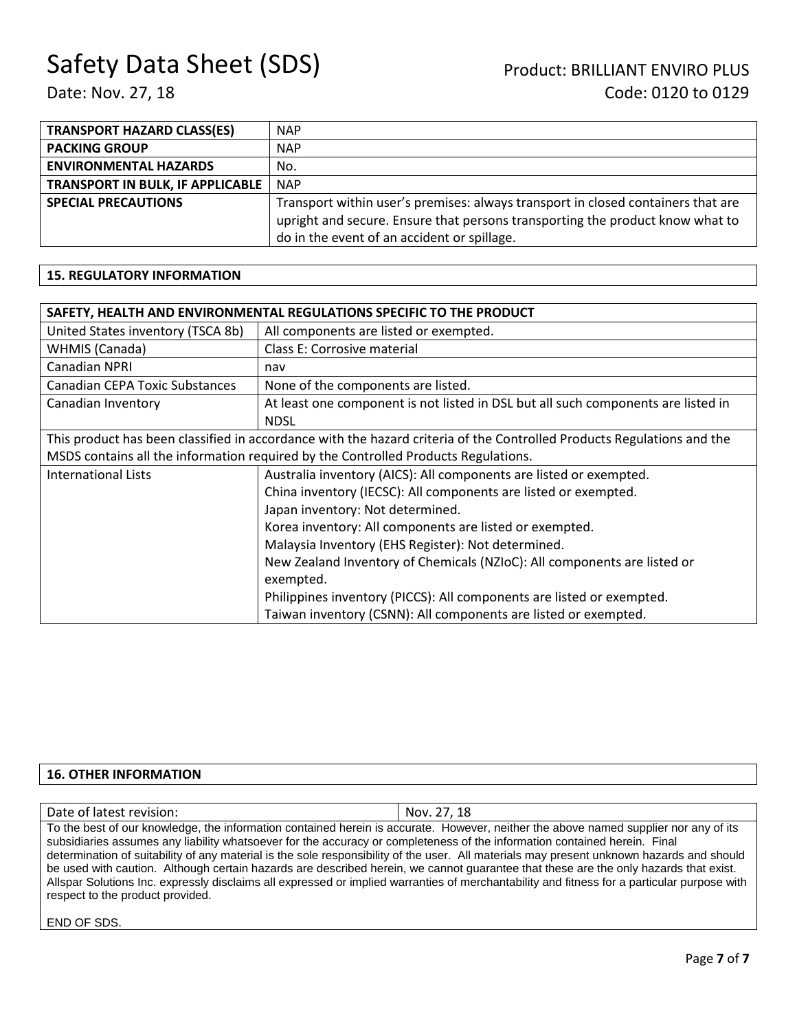| | |
|---|---|
| **TRANSPORT HAZARD CLASS(ES)** | NAP |
| **PACKING GROUP** | NAP |
| **ENVIRONMENTAL HAZARDS** | No. |
| **TRANSPORT IN BULK, IF APPLICABLE** | NAP |
| **SPECIAL PRECAUTIONS** | Transport within user's premises: always transport in closed containers that are upright and secure. Ensure that persons transporting the product know what to do in the event of an accident or spillage. |

## 15. REGULATORY INFORMATION

| **SAFETY, HEALTH AND ENVIRONMENTAL REGULATIONS SPECIFIC TO THE PRODUCT** | |
|---|---|
| United States inventory (TSCA 8b) | All components are listed or exempted. |
| WHMIS (Canada) | Class E: Corrosive material |
| Canadian NPRI | nav |
| Canadian CEPA Toxic Substances | None of the components are listed. |
| Canadian Inventory | At least one component is not listed in DSL but all such components are listed in NDSL |
| This product has been classified in accordance with the hazard criteria of the Controlled Products Regulations and the MSDS contains all the information required by the Controlled Products Regulations. | |
| International Lists | Australia inventory (AICS): All components are listed or exempted.<br>China inventory (IECSC): All components are listed or exempted.<br>Japan inventory: Not determined.<br>Korea inventory: All components are listed or exempted.<br>Malaysia Inventory (EHS Register): Not determined.<br>New Zealand Inventory of Chemicals (NZIoC): All components are listed or exempted.<br>Philippines inventory (PICCS): All components are listed or exempted.<br>Taiwan inventory (CSNN): All components are listed or exempted. |

## 16. OTHER INFORMATION

| | |
|---|---|
| Date of latest revision: | Nov. 27, 18 |

To the best of our knowledge, the information contained herein is accurate. However, neither the above named supplier nor any of its subsidiaries assumes any liability whatsoever for the accuracy or completeness of the information contained herein. Final determination of suitability of any material is the sole responsibility of the user. All materials may present unknown hazards and should be used with caution. Although certain hazards are described herein, we cannot guarantee that these are the only hazards that exist. Allspar Solutions Inc. expressly disclaims all expressed or implied warranties of merchantability and fitness for a particular purpose with respect to the product provided.

END OF SDS.